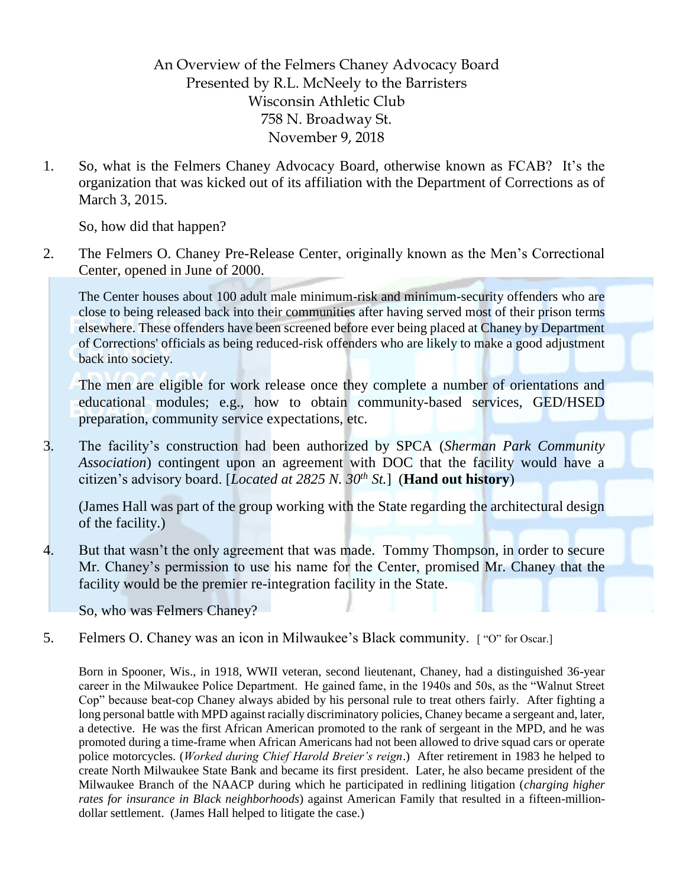An Overview of the Felmers Chaney Advocacy Board
Presented by R.L. McNeely to the Barristers
Wisconsin Athletic Club
758 N. Broadway St.
November 9, 2018

1. So, what is the Felmers Chaney Advocacy Board, otherwise known as FCAB? It's the organization that was kicked out of its affiliation with the Department of Corrections as of March 3, 2015.

   So, how did that happen?

2. The Felmers O. Chaney Pre-Release Center, originally known as the Men's Correctional Center, opened in June of 2000.

   The Center houses about 100 adult male minimum-risk and minimum-security offenders who are close to being released back into their communities after having served most of their prison terms elsewhere. These offenders have been screened before ever being placed at Chaney by Department of Corrections' officials as being reduced-risk offenders who are likely to make a good adjustment back into society.

   The men are eligible for work release once they complete a number of orientations and educational modules; e.g., how to obtain community-based services, GED/HSED preparation, community service expectations, etc.

3. The facility's construction had been authorized by SPCA (*Sherman Park Community Association*) contingent upon an agreement with DOC that the facility would have a citizen's advisory board. [*Located at 2825 N. 30th St.*] (**Hand out history**)

   (James Hall was part of the group working with the State regarding the architectural design of the facility.)

4. But that wasn't the only agreement that was made. Tommy Thompson, in order to secure Mr. Chaney's permission to use his name for the Center, promised Mr. Chaney that the facility would be the premier re-integration facility in the State.

   So, who was Felmers Chaney?

5. Felmers O. Chaney was an icon in Milwaukee's Black community. [ "O" for Oscar.]

   Born in Spooner, Wis., in 1918, WWII veteran, second lieutenant, Chaney, had a distinguished 36-year career in the Milwaukee Police Department. He gained fame, in the 1940s and 50s, as the "Walnut Street Cop" because beat-cop Chaney always abided by his personal rule to treat others fairly. After fighting a long personal battle with MPD against racially discriminatory policies, Chaney became a sergeant and, later, a detective. He was the first African American promoted to the rank of sergeant in the MPD, and he was promoted during a time-frame when African Americans had not been allowed to drive squad cars or operate police motorcycles. (*Worked during Chief Harold Breier's reign*.) After retirement in 1983 he helped to create North Milwaukee State Bank and became its first president. Later, he also became president of the Milwaukee Branch of the NAACP during which he participated in redlining litigation (*charging higher rates for insurance in Black neighborhoods*) against American Family that resulted in a fifteen-million-dollar settlement. (James Hall helped to litigate the case.)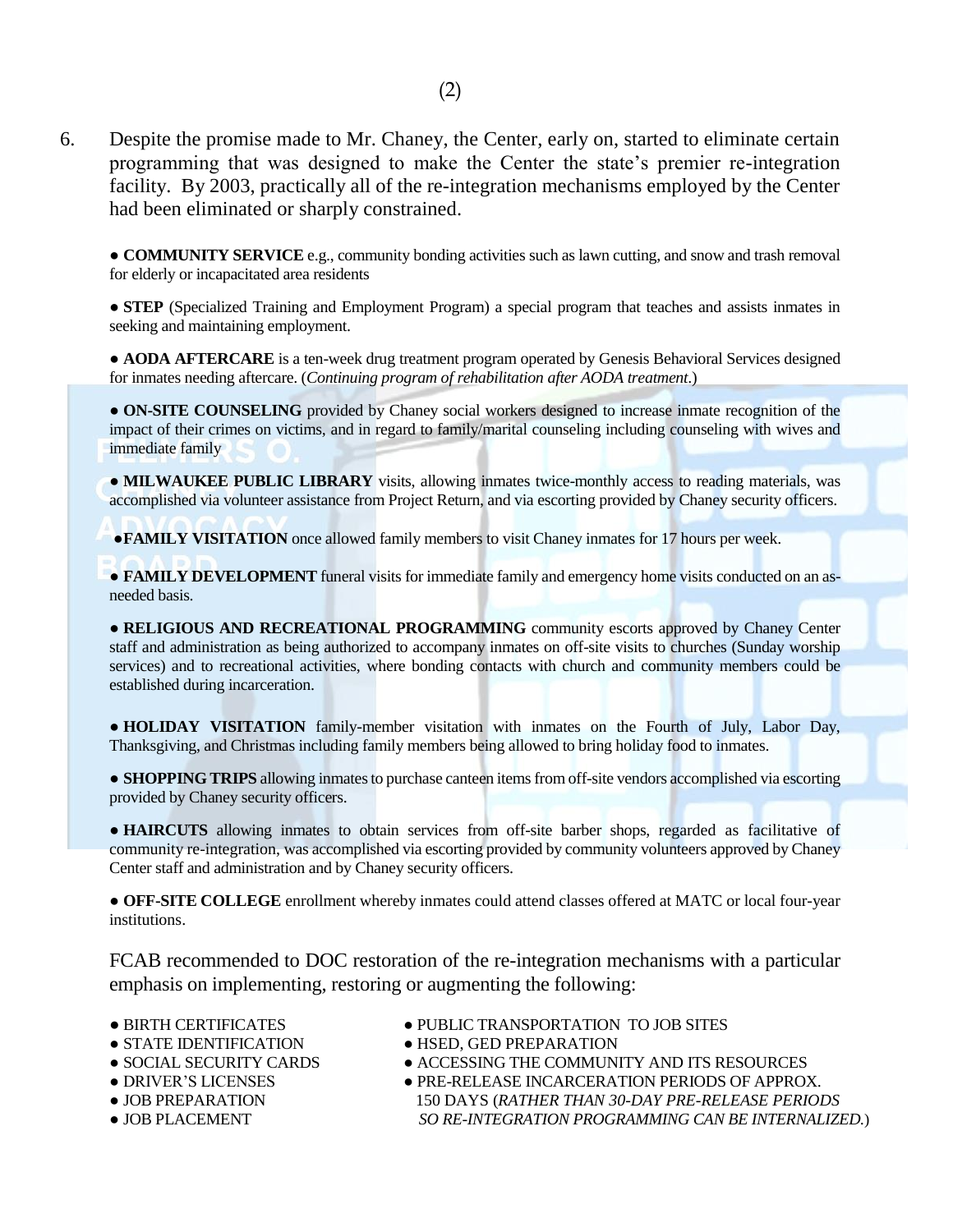6. Despite the promise made to Mr. Chaney, the Center, early on, started to eliminate certain programming that was designed to make the Center the state's premier re-integration facility. By 2003, practically all of the re-integration mechanisms employed by the Center had been eliminated or sharply constrained.

   ● **COMMUNITY SERVICE** e.g., community bonding activities such as lawn cutting, and snow and trash removal for elderly or incapacitated area residents

   ● **STEP** (Specialized Training and Employment Program) a special program that teaches and assists inmates in seeking and maintaining employment.

   ● **AODA AFTERCARE** is a ten-week drug treatment program operated by Genesis Behavioral Services designed for inmates needing aftercare. (*Continuing program of rehabilitation after AODA treatment.*)

   ● **ON-SITE COUNSELING** provided by Chaney social workers designed to increase inmate recognition of the impact of their crimes on victims, and in regard to family/marital counseling including counseling with wives and immediate family

   ● **MILWAUKEE PUBLIC LIBRARY** visits, allowing inmates twice-monthly access to reading materials, was accomplished via volunteer assistance from Project Return, and via escorting provided by Chaney security officers.

   ● **FAMILY VISITATION** once allowed family members to visit Chaney inmates for 17 hours per week.

   ● **FAMILY DEVELOPMENT** funeral visits for immediate family and emergency home visits conducted on an as-needed basis.

   ● **RELIGIOUS AND RECREATIONAL PROGRAMMING** community escorts approved by Chaney Center staff and administration as being authorized to accompany inmates on off-site visits to churches (Sunday worship services) and to recreational activities, where bonding contacts with church and community members could be established during incarceration.

   ● **HOLIDAY VISITATION** family-member visitation with inmates on the Fourth of July, Labor Day, Thanksgiving, and Christmas including family members being allowed to bring holiday food to inmates.

   ● **SHOPPING TRIPS** allowing inmates to purchase canteen items from off-site vendors accomplished via escorting provided by Chaney security officers.

   ● **HAIRCUTS** allowing inmates to obtain services from off-site barber shops, regarded as facilitative of community re-integration, was accomplished via escorting provided by community volunteers approved by Chaney Center staff and administration and by Chaney security officers.

   ● **OFF-SITE COLLEGE** enrollment whereby inmates could attend classes offered at MATC or local four-year institutions.

   FCAB recommended to DOC restoration of the re-integration mechanisms with a particular emphasis on implementing, restoring or augmenting the following:

   ● BIRTH CERTIFICATES
   ● STATE IDENTIFICATION
   ● SOCIAL SECURITY CARDS
   ● DRIVER'S LICENSES
   ● JOB PREPARATION
   ● JOB PLACEMENT
   ● PUBLIC TRANSPORTATION TO JOB SITES
   ● HSED, GED PREPARATION
   ● ACCESSING THE COMMUNITY AND ITS RESOURCES
   ● PRE-RELEASE INCARCERATION PERIODS OF APPROX. 150 DAYS (*RATHER THAN 30-DAY PRE-RELEASE PERIODS SO RE-INTEGRATION PROGRAMMING CAN BE INTERNALIZED.*)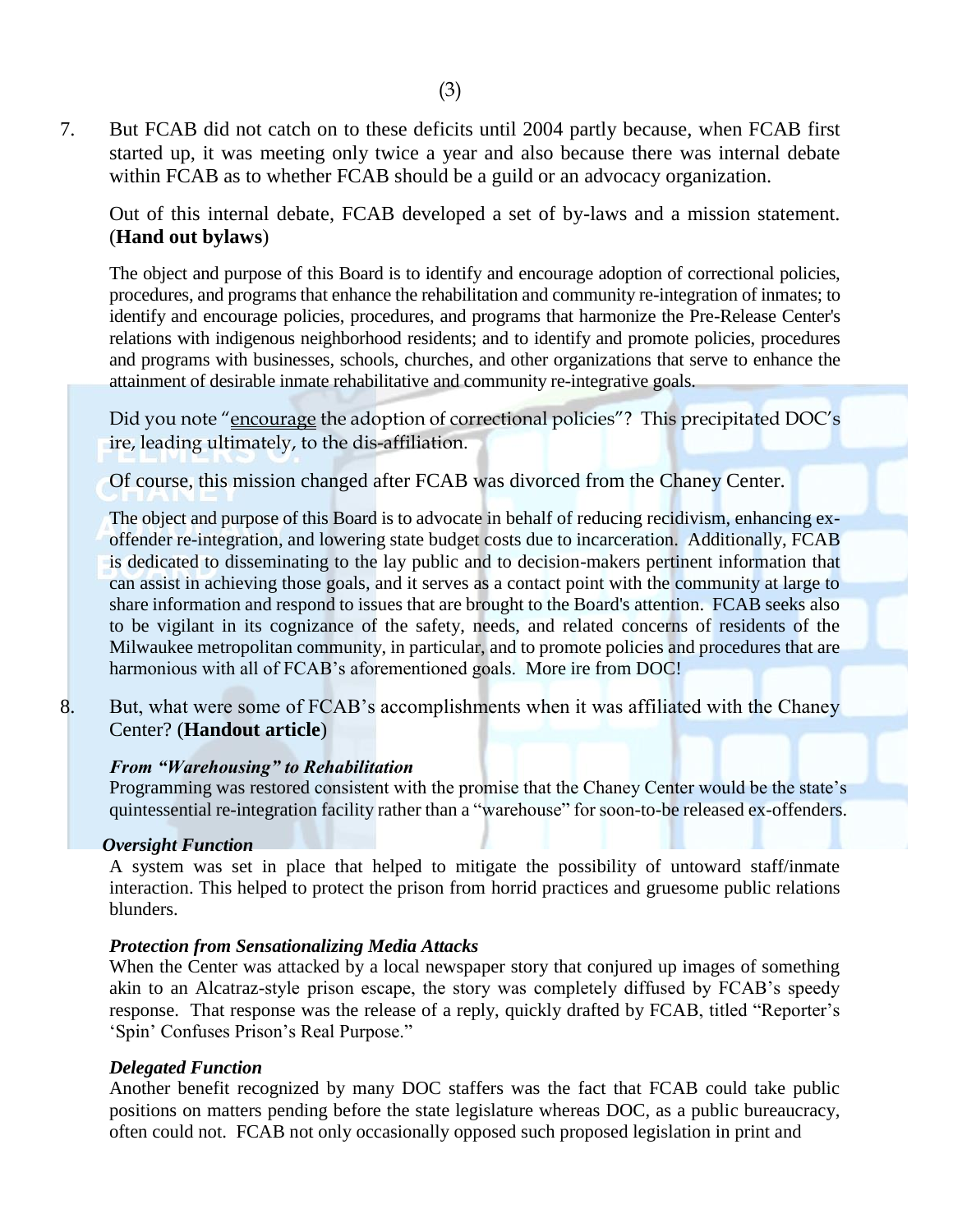7. But FCAB did not catch on to these deficits until 2004 partly because, when FCAB first started up, it was meeting only twice a year and also because there was internal debate within FCAB as to whether FCAB should be a guild or an advocacy organization.

   Out of this internal debate, FCAB developed a set of by-laws and a mission statement. (**Hand out bylaws**)

   The object and purpose of this Board is to identify and encourage adoption of correctional policies, procedures, and programs that enhance the rehabilitation and community re-integration of inmates; to identify and encourage policies, procedures, and programs that harmonize the Pre-Release Center's relations with indigenous neighborhood residents; and to identify and promote policies, procedures and programs with businesses, schools, churches, and other organizations that serve to enhance the attainment of desirable inmate rehabilitative and community re-integrative goals.

   Did you note "<u>encourage</u> the adoption of correctional policies"? This precipitated DOC's ire, leading ultimately, to the dis-affiliation.

   Of course, this mission changed after FCAB was divorced from the Chaney Center.

   The object and purpose of this Board is to advocate in behalf of reducing recidivism, enhancing ex-offender re-integration, and lowering state budget costs due to incarceration. Additionally, FCAB is dedicated to disseminating to the lay public and to decision-makers pertinent information that can assist in achieving those goals, and it serves as a contact point with the community at large to share information and respond to issues that are brought to the Board's attention. FCAB seeks also to be vigilant in its cognizance of the safety, needs, and related concerns of residents of the Milwaukee metropolitan community, in particular, and to promote policies and procedures that are harmonious with all of FCAB's aforementioned goals. More ire from DOC!

8. But, what were some of FCAB's accomplishments when it was affiliated with the Chaney Center? (**Handout article**)

   ***From "Warehousing" to Rehabilitation***

   Programming was restored consistent with the promise that the Chaney Center would be the state's quintessential re-integration facility rather than a "warehouse" for soon-to-be released ex-offenders.

   ***Oversight Function***

   A system was set in place that helped to mitigate the possibility of untoward staff/inmate interaction. This helped to protect the prison from horrid practices and gruesome public relations blunders.

   ***Protection from Sensationalizing Media Attacks***

   When the Center was attacked by a local newspaper story that conjured up images of something akin to an Alcatraz-style prison escape, the story was completely diffused by FCAB's speedy response. That response was the release of a reply, quickly drafted by FCAB, titled "Reporter's 'Spin' Confuses Prison's Real Purpose."

   ***Delegated Function***

   Another benefit recognized by many DOC staffers was the fact that FCAB could take public positions on matters pending before the state legislature whereas DOC, as a public bureaucracy, often could not. FCAB not only occasionally opposed such proposed legislation in print and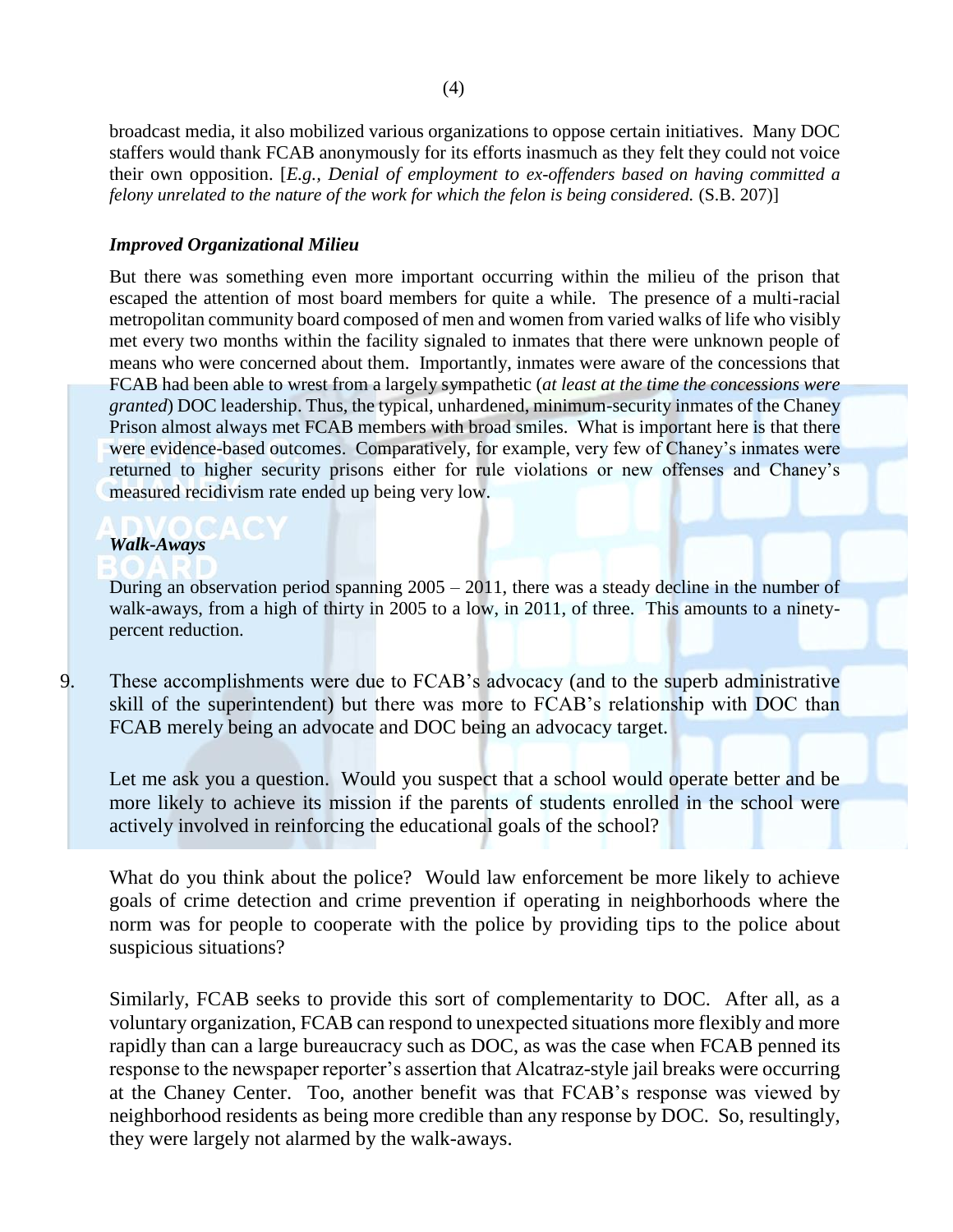broadcast media, it also mobilized various organizations to oppose certain initiatives. Many DOC staffers would thank FCAB anonymously for its efforts inasmuch as they felt they could not voice their own opposition. [*E.g., Denial of employment to ex-offenders based on having committed a felony unrelated to the nature of the work for which the felon is being considered.* (S.B. 207)]

***Improved Organizational Milieu***

But there was something even more important occurring within the milieu of the prison that escaped the attention of most board members for quite a while. The presence of a multi-racial metropolitan community board composed of men and women from varied walks of life who visibly met every two months within the facility signaled to inmates that there were unknown people of means who were concerned about them. Importantly, inmates were aware of the concessions that FCAB had been able to wrest from a largely sympathetic (*at least at the time the concessions were granted*) DOC leadership. Thus, the typical, unhardened, minimum-security inmates of the Chaney Prison almost always met FCAB members with broad smiles. What is important here is that there were evidence-based outcomes. Comparatively, for example, very few of Chaney's inmates were returned to higher security prisons either for rule violations or new offenses and Chaney's measured recidivism rate ended up being very low.

***Walk-Aways***

During an observation period spanning 2005 – 2011, there was a steady decline in the number of walk-aways, from a high of thirty in 2005 to a low, in 2011, of three. This amounts to a ninety-percent reduction.

9. These accomplishments were due to FCAB's advocacy (and to the superb administrative skill of the superintendent) but there was more to FCAB's relationship with DOC than FCAB merely being an advocate and DOC being an advocacy target.

Let me ask you a question. Would you suspect that a school would operate better and be more likely to achieve its mission if the parents of students enrolled in the school were actively involved in reinforcing the educational goals of the school?

What do you think about the police? Would law enforcement be more likely to achieve goals of crime detection and crime prevention if operating in neighborhoods where the norm was for people to cooperate with the police by providing tips to the police about suspicious situations?

Similarly, FCAB seeks to provide this sort of complementarity to DOC. After all, as a voluntary organization, FCAB can respond to unexpected situations more flexibly and more rapidly than can a large bureaucracy such as DOC, as was the case when FCAB penned its response to the newspaper reporter's assertion that Alcatraz-style jail breaks were occurring at the Chaney Center. Too, another benefit was that FCAB's response was viewed by neighborhood residents as being more credible than any response by DOC. So, resultingly, they were largely not alarmed by the walk-aways.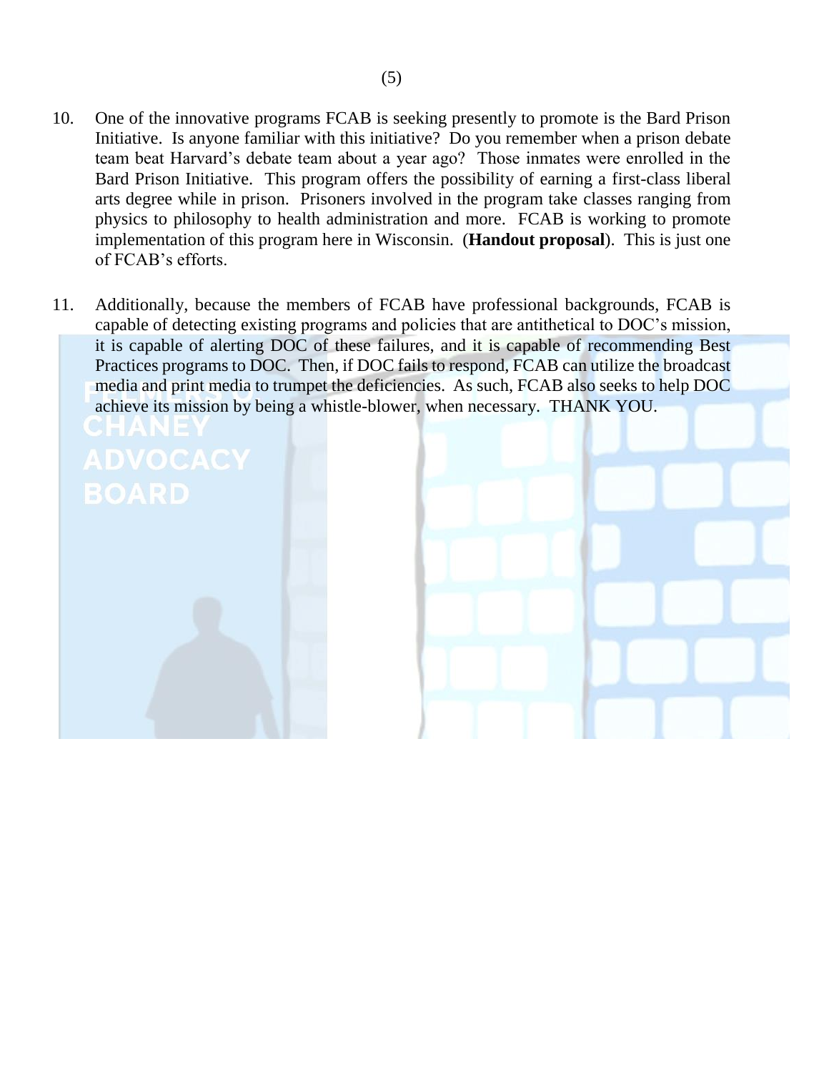10. One of the innovative programs FCAB is seeking presently to promote is the Bard Prison Initiative. Is anyone familiar with this initiative? Do you remember when a prison debate team beat Harvard's debate team about a year ago? Those inmates were enrolled in the Bard Prison Initiative. This program offers the possibility of earning a first-class liberal arts degree while in prison. Prisoners involved in the program take classes ranging from physics to philosophy to health administration and more. FCAB is working to promote implementation of this program here in Wisconsin. (**Handout proposal**). This is just one of FCAB's efforts.

11. Additionally, because the members of FCAB have professional backgrounds, FCAB is capable of detecting existing programs and policies that are antithetical to DOC's mission, it is capable of alerting DOC of these failures, and it is capable of recommending Best Practices programs to DOC. Then, if DOC fails to respond, FCAB can utilize the broadcast media and print media to trumpet the deficiencies. As such, FCAB also seeks to help DOC achieve its mission by being a whistle-blower, when necessary. THANK YOU.